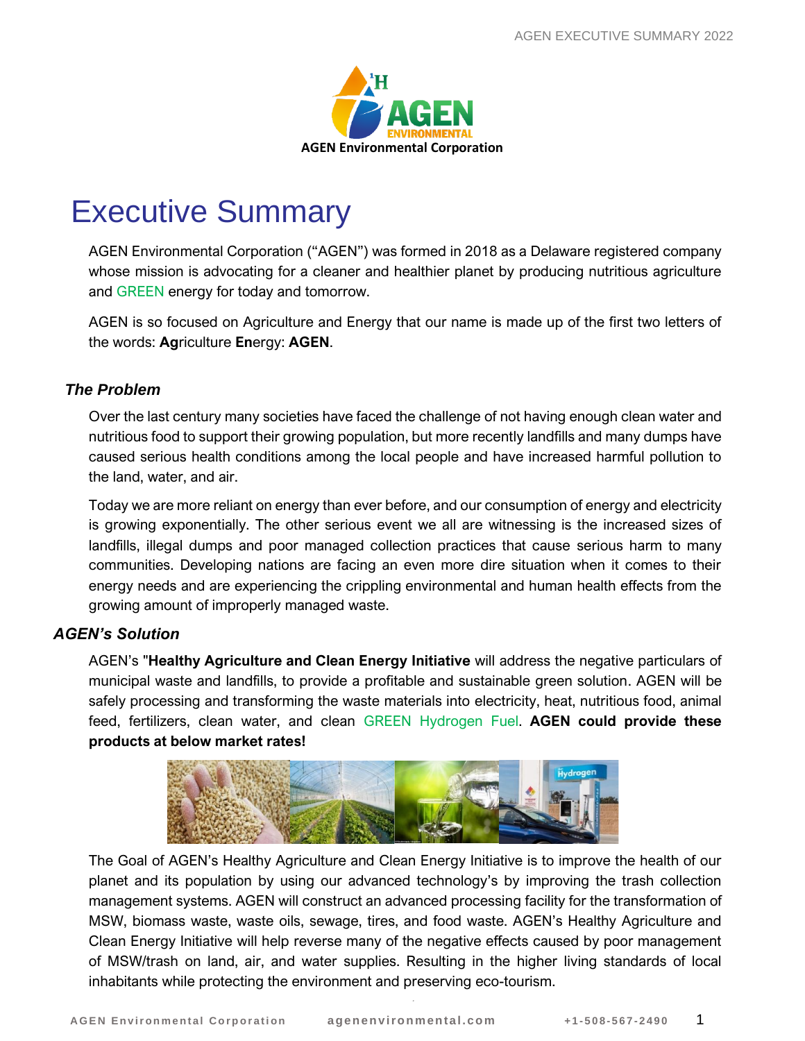AGEN Environmental Corporation

# Executive Summary

AGEN Environmental Corporation ("AGEN") was formed in 2018 as a Delaware registered company whose mission is advocating for a cleaner and healthier planet by producing nutritious agriculture and GREEN energy for today and tomorrow.

AGEN is so focused on Agriculture and Energy that our name is made up of the first two letters of the words: **Ag**riculture **En**ergy: **AGEN**.

### *The Problem*

Over the last century many societies have faced the challenge of not having enough clean water and nutritious food to support their growing population, but more recently landfills and many dumps have caused serious health conditions among the local people and have increased harmful pollution to the land, water, and air.

Today we are more reliant on energy than ever before, and our consumption of energy and electricity is growing exponentially. The other serious event we all are witnessing is the increased sizes of landfills, illegal dumps and poor managed collection practices that cause serious harm to many communities. Developing nations are facing an even more dire situation when it comes to their energy needs and are experiencing the crippling environmental and human health effects from the growing amount of improperly managed waste.

### *AGEN's Solution*

AGEN's "**Healthy Agriculture and Clean Energy Initiative** will address the negative particulars of municipal waste and landfills, to provide a profitable and sustainable green solution. AGEN will be safely processing and transforming the waste materials into electricity, heat, nutritious food, animal feed, fertilizers, clean water, and clean GREEN Hydrogen Fuel. **AGEN could provide these products at below market rates!**

The Goal of AGEN's Healthy Agriculture and Clean Energy Initiative is to improve the health of our planet and its population by using our advanced technology's by improving the trash collection management systems. AGEN will construct an advanced processing facility for the transformation of MSW, biomass waste, waste oils, sewage, tires, and food waste. AGEN's Healthy Agriculture and Clean Energy Initiative will help reverse many of the negative effects caused by poor management of MSW/trash on land, air, and water supplies. Resulting in the higher living standards of local inhabitants while protecting the environment and preserving eco-tourism.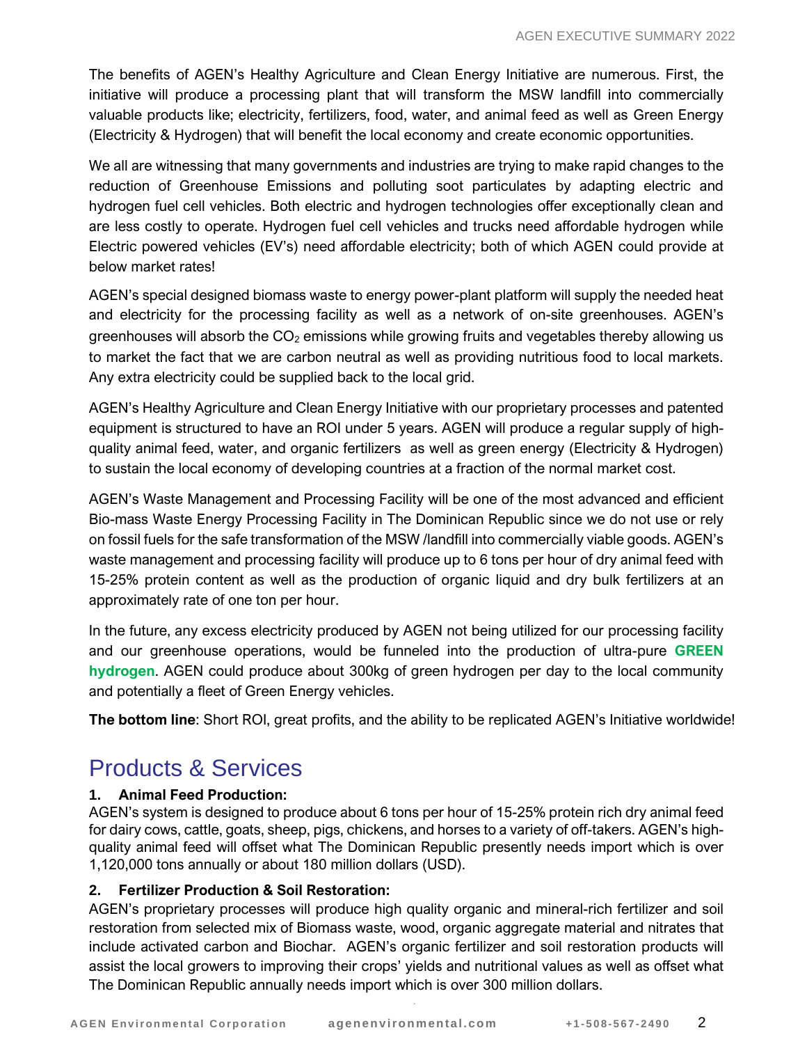The benefits of AGEN's Healthy Agriculture and Clean Energy Initiative are numerous. First, the initiative will produce a processing plant that will transform the MSW landfill into commercially valuable products like; electricity, fertilizers, food, water, and animal feed as well as Green Energy (Electricity & Hydrogen) that will benefit the local economy and create economic opportunities.

We all are witnessing that many governments and industries are trying to make rapid changes to the reduction of Greenhouse Emissions and polluting soot particulates by adapting electric and hydrogen fuel cell vehicles. Both electric and hydrogen technologies offer exceptionally clean and are less costly to operate. Hydrogen fuel cell vehicles and trucks need affordable hydrogen while Electric powered vehicles (EV's) need affordable electricity; both of which AGEN could provide at below market rates!

AGEN's special designed biomass waste to energy power-plant platform will supply the needed heat and electricity for the processing facility as well as a network of on-site greenhouses. AGEN's greenhouses will absorb the $CO_2$ emissions while growing fruits and vegetables thereby allowing us to market the fact that we are carbon neutral as well as providing nutritious food to local markets. Any extra electricity could be supplied back to the local grid.

AGEN's Healthy Agriculture and Clean Energy Initiative with our proprietary processes and patented equipment is structured to have an ROI under 5 years. AGEN will produce a regular supply of high-quality animal feed, water, and organic fertilizers as well as green energy (Electricity & Hydrogen) to sustain the local economy of developing countries at a fraction of the normal market cost.

AGEN's Waste Management and Processing Facility will be one of the most advanced and efficient Bio-mass Waste Energy Processing Facility in The Dominican Republic since we do not use or rely on fossil fuels for the safe transformation of the MSW /landfill into commercially viable goods. AGEN's waste management and processing facility will produce up to 6 tons per hour of dry animal feed with 15-25% protein content as well as the production of organic liquid and dry bulk fertilizers at an approximately rate of one ton per hour.

In the future, any excess electricity produced by AGEN not being utilized for our processing facility and our greenhouse operations, would be funneled into the production of ultra-pure **GREEN hydrogen**. AGEN could produce about 300kg of green hydrogen per day to the local community and potentially a fleet of Green Energy vehicles.

**The bottom line**: Short ROI, great profits, and the ability to be replicated AGEN's Initiative worldwide!

# Products & Services

**1. Animal Feed Production:**

AGEN's system is designed to produce about 6 tons per hour of 15-25% protein rich dry animal feed for dairy cows, cattle, goats, sheep, pigs, chickens, and horses to a variety of off-takers. AGEN's high-quality animal feed will offset what The Dominican Republic presently needs import which is over 1,120,000 tons annually or about 180 million dollars (USD).

**2. Fertilizer Production & Soil Restoration:**

AGEN's proprietary processes will produce high quality organic and mineral-rich fertilizer and soil restoration from selected mix of Biomass waste, wood, organic aggregate material and nitrates that include activated carbon and Biochar. AGEN's organic fertilizer and soil restoration products will assist the local growers to improving their crops' yields and nutritional values as well as offset what The Dominican Republic annually needs import which is over 300 million dollars.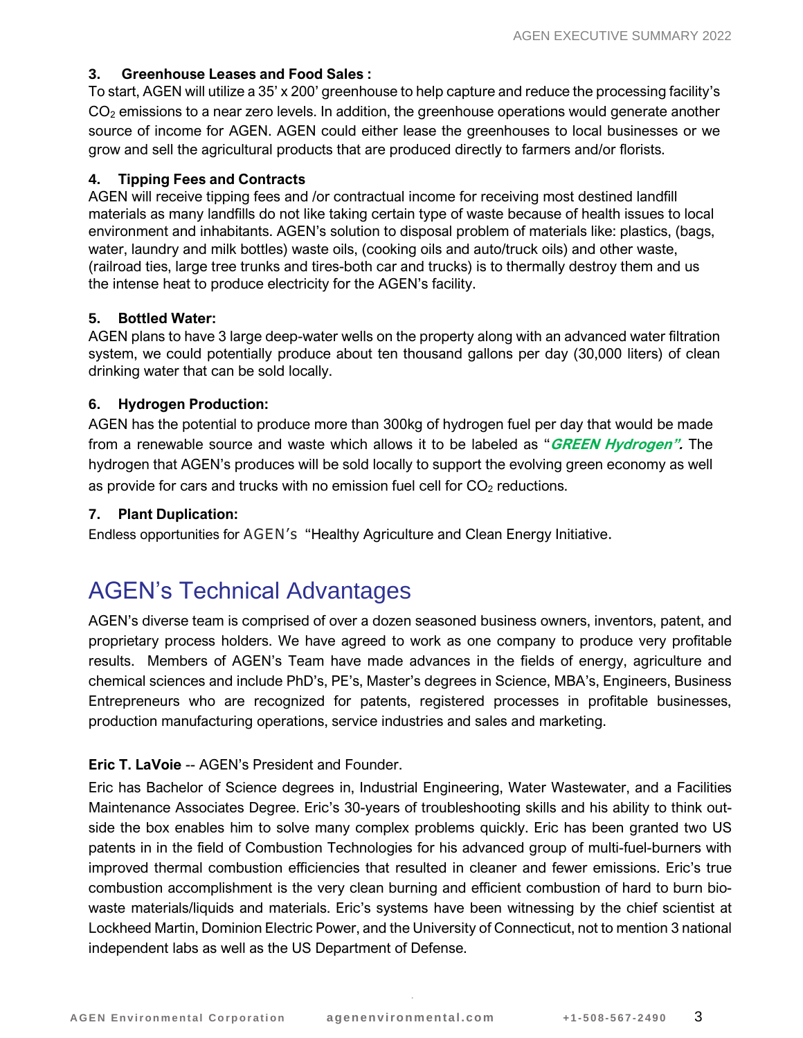**3. Greenhouse Leases and Food Sales :**

To start, AGEN will utilize a 35' x 200' greenhouse to help capture and reduce the processing facility's $CO_2$ emissions to a near zero levels. In addition, the greenhouse operations would generate another source of income for AGEN. AGEN could either lease the greenhouses to local businesses or we grow and sell the agricultural products that are produced directly to farmers and/or florists.

**4. Tipping Fees and Contracts**

AGEN will receive tipping fees and /or contractual income for receiving most destined landfill materials as many landfills do not like taking certain type of waste because of health issues to local environment and inhabitants. AGEN's solution to disposal problem of materials like: plastics, (bags, water, laundry and milk bottles) waste oils, (cooking oils and auto/truck oils) and other waste, (railroad ties, large tree trunks and tires-both car and trucks) is to thermally destroy them and us the intense heat to produce electricity for the AGEN's facility.

**5. Bottled Water:**

AGEN plans to have 3 large deep-water wells on the property along with an advanced water filtration system, we could potentially produce about ten thousand gallons per day (30,000 liters) of clean drinking water that can be sold locally.

**6. Hydrogen Production:**

AGEN has the potential to produce more than 300kg of hydrogen fuel per day that would be made from a renewable source and waste which allows it to be labeled as "***GREEN Hydrogen".*** The hydrogen that AGEN's produces will be sold locally to support the evolving green economy as well as provide for cars and trucks with no emission fuel cell for $CO_2$ reductions.

**7. Plant Duplication:**

Endless opportunities for AGEN's "Healthy Agriculture and Clean Energy Initiative.

# AGEN's Technical Advantages

AGEN's diverse team is comprised of over a dozen seasoned business owners, inventors, patent, and proprietary process holders. We have agreed to work as one company to produce very profitable results. Members of AGEN's Team have made advances in the fields of energy, agriculture and chemical sciences and include PhD's, PE's, Master's degrees in Science, MBA's, Engineers, Business Entrepreneurs who are recognized for patents, registered processes in profitable businesses, production manufacturing operations, service industries and sales and marketing.

**Eric T. LaVoie** -- AGEN's President and Founder.

Eric has Bachelor of Science degrees in, Industrial Engineering, Water Wastewater, and a Facilities Maintenance Associates Degree. Eric's 30-years of troubleshooting skills and his ability to think outside the box enables him to solve many complex problems quickly. Eric has been granted two US patents in in the field of Combustion Technologies for his advanced group of multi-fuel-burners with improved thermal combustion efficiencies that resulted in cleaner and fewer emissions. Eric's true combustion accomplishment is the very clean burning and efficient combustion of hard to burn bio-waste materials/liquids and materials. Eric's systems have been witnessing by the chief scientist at Lockheed Martin, Dominion Electric Power, and the University of Connecticut, not to mention 3 national independent labs as well as the US Department of Defense.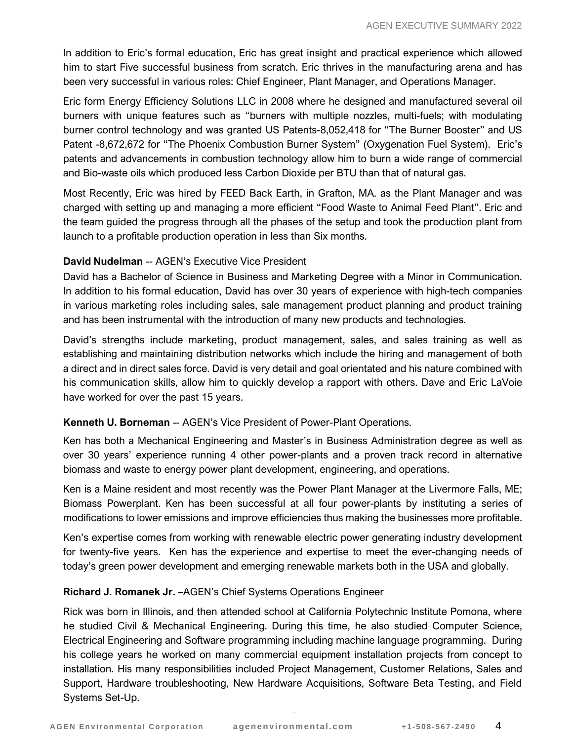In addition to Eric's formal education, Eric has great insight and practical experience which allowed him to start Five successful business from scratch. Eric thrives in the manufacturing arena and has been very successful in various roles: Chief Engineer, Plant Manager, and Operations Manager.

Eric form Energy Efficiency Solutions LLC in 2008 where he designed and manufactured several oil burners with unique features such as "burners with multiple nozzles, multi-fuels; with modulating burner control technology and was granted US Patents-8,052,418 for "The Burner Booster" and US Patent -8,672,672 for "The Phoenix Combustion Burner System" (Oxygenation Fuel System). Eric's patents and advancements in combustion technology allow him to burn a wide range of commercial and Bio-waste oils which produced less Carbon Dioxide per BTU than that of natural gas.

Most Recently, Eric was hired by FEED Back Earth, in Grafton, MA. as the Plant Manager and was charged with setting up and managing a more efficient "Food Waste to Animal Feed Plant". Eric and the team guided the progress through all the phases of the setup and took the production plant from launch to a profitable production operation in less than Six months.

**David Nudelman** -- AGEN's Executive Vice President

David has a Bachelor of Science in Business and Marketing Degree with a Minor in Communication. In addition to his formal education, David has over 30 years of experience with high-tech companies in various marketing roles including sales, sale management product planning and product training and has been instrumental with the introduction of many new products and technologies.

David's strengths include marketing, product management, sales, and sales training as well as establishing and maintaining distribution networks which include the hiring and management of both a direct and in direct sales force. David is very detail and goal orientated and his nature combined with his communication skills, allow him to quickly develop a rapport with others. Dave and Eric LaVoie have worked for over the past 15 years.

**Kenneth U. Borneman** -- AGEN's Vice President of Power-Plant Operations.

Ken has both a Mechanical Engineering and Master's in Business Administration degree as well as over 30 years' experience running 4 other power-plants and a proven track record in alternative biomass and waste to energy power plant development, engineering, and operations.

Ken is a Maine resident and most recently was the Power Plant Manager at the Livermore Falls, ME; Biomass Powerplant. Ken has been successful at all four power-plants by instituting a series of modifications to lower emissions and improve efficiencies thus making the businesses more profitable.

Ken's expertise comes from working with renewable electric power generating industry development for twenty-five years. Ken has the experience and expertise to meet the ever-changing needs of today's green power development and emerging renewable markets both in the USA and globally.

**Richard J. Romanek Jr.** –AGEN's Chief Systems Operations Engineer

Rick was born in Illinois, and then attended school at California Polytechnic Institute Pomona, where he studied Civil & Mechanical Engineering. During this time, he also studied Computer Science, Electrical Engineering and Software programming including machine language programming. During his college years he worked on many commercial equipment installation projects from concept to installation. His many responsibilities included Project Management, Customer Relations, Sales and Support, Hardware troubleshooting, New Hardware Acquisitions, Software Beta Testing, and Field Systems Set-Up.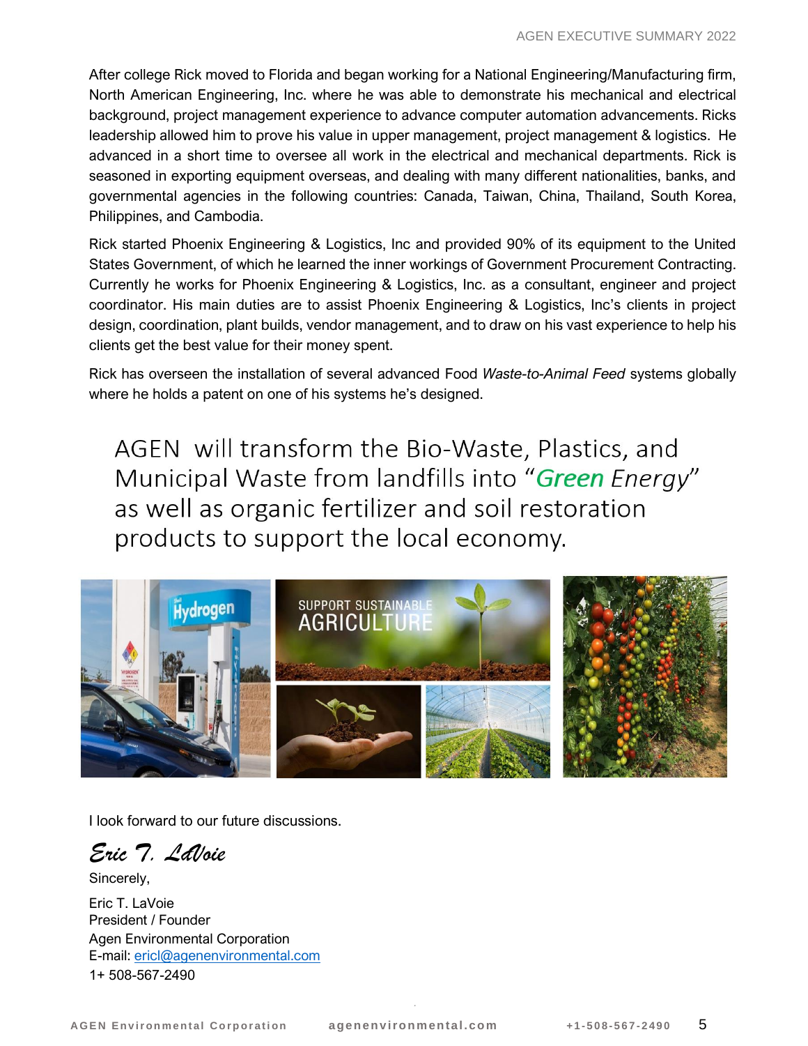After college Rick moved to Florida and began working for a National Engineering/Manufacturing firm, North American Engineering, Inc. where he was able to demonstrate his mechanical and electrical background, project management experience to advance computer automation advancements. Ricks leadership allowed him to prove his value in upper management, project management & logistics. He advanced in a short time to oversee all work in the electrical and mechanical departments. Rick is seasoned in exporting equipment overseas, and dealing with many different nationalities, banks, and governmental agencies in the following countries: Canada, Taiwan, China, Thailand, South Korea, Philippines, and Cambodia.

Rick started Phoenix Engineering & Logistics, Inc and provided 90% of its equipment to the United States Government, of which he learned the inner workings of Government Procurement Contracting. Currently he works for Phoenix Engineering & Logistics, Inc. as a consultant, engineer and project coordinator. His main duties are to assist Phoenix Engineering & Logistics, Inc's clients in project design, coordination, plant builds, vendor management, and to draw on his vast experience to help his clients get the best value for their money spent.

Rick has overseen the installation of several advanced Food *Waste-to-Animal Feed* systems globally where he holds a patent on one of his systems he's designed.

AGEN will transform the Bio-Waste, Plastics, and Municipal Waste from landfills into "*Green Energy*" as well as organic fertilizer and soil restoration products to support the local economy.

I look forward to our future discussions.

*Eric T. LaVoie*

Sincerely,

Eric T. LaVoie
President / Founder
Agen Environmental Corporation
E-mail: ericl@agenenvironmental.com
1+ 508-567-2490